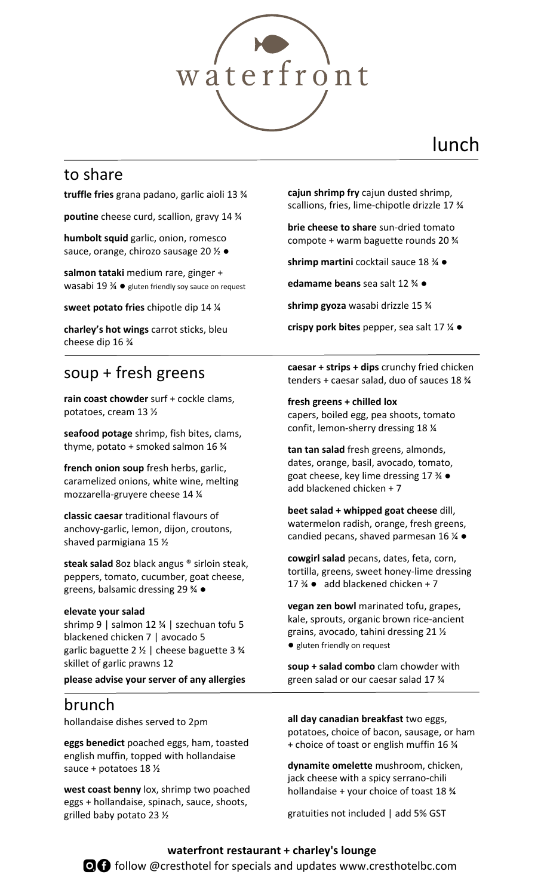# waterfront

## lunch

### to share

**truffle fries** grana padano, garlic aioli 13 ¾

**poutine** cheese curd, scallion, gravy 14 ¾

**humbolt squid** garlic, onion, romesco sauce, orange, chirozo sausage 20 ½ ●

**salmon tataki** medium rare, ginger + wasabi 19 ¾ ● gluten friendly soy sauce on request

**sweet potato fries** chipotle dip 14 ¼

**charley's hot wings** carrot sticks, bleu cheese dip 16 ¾

**cajun shrimp fry** cajun dusted shrimp, scallions, fries, lime-chipotle drizzle 17 ¾

**brie cheese to share** sun-dried tomato compote + warm baguette rounds 20 ¾

**shrimp martini** cocktail sauce 18 ¾ ●

**edamame beans** sea salt 12 ¾ ●

**shrimp gyoza** wasabi drizzle 15 ¾

**crispy pork bites** pepper, sea salt 17 ¼ ●

### soup + fresh greens

**rain coast chowder** surf + cockle clams, potatoes, cream 13 ½

**seafood potage** shrimp, fish bites, clams, thyme, potato + smoked salmon 16 ¾

**french onion soup** fresh herbs, garlic, caramelized onions, white wine, melting mozzarella-gruyere cheese 14 ¼

**classic caesar** traditional flavours of anchovy-garlic, lemon, dijon, croutons, shaved parmigiana 15 ½

**steak salad** 8oz black angus ® sirloin steak, peppers, tomato, cucumber, goat cheese, greens, balsamic dressing 29 ¾ ●

**elevate your salad**
shrimp 9 | salmon 12 ¾ | szechuan tofu 5
blackened chicken 7 | avocado 5
garlic baguette 2 ½ | cheese baguette 3 ¾
skillet of garlic prawns 12

**please advise your server of any allergies**

**caesar + strips + dips** crunchy fried chicken tenders + caesar salad, duo of sauces 18 ¾

**fresh greens + chilled lox**
capers, boiled egg, pea shoots, tomato confit, lemon-sherry dressing 18 ¼

**tan tan salad** fresh greens, almonds, dates, orange, basil, avocado, tomato, goat cheese, key lime dressing 17 ¾ ●
add blackened chicken + 7

**beet salad + whipped goat cheese** dill, watermelon radish, orange, fresh greens, candied pecans, shaved parmesan 16 ¼ ●

**cowgirl salad** pecans, dates, feta, corn, tortilla, greens, sweet honey-lime dressing 17 ¾ ● add blackened chicken + 7

**vegan zen bowl** marinated tofu, grapes, kale, sprouts, organic brown rice-ancient grains, avocado, tahini dressing 21 ½
● gluten friendly on request

**soup + salad combo** clam chowder with green salad or our caesar salad 17 ¾

### brunch

hollandaise dishes served to 2pm

**eggs benedict** poached eggs, ham, toasted english muffin, topped with hollandaise sauce + potatoes 18 ½

**west coast benny** lox, shrimp two poached eggs + hollandaise, spinach, sauce, shoots, grilled baby potato 23 ½

**all day canadian breakfast** two eggs, potatoes, choice of bacon, sausage, or ham + choice of toast or english muffin 16 ¾

**dynamite omelette** mushroom, chicken, jack cheese with a spicy serrano-chili hollandaise + your choice of toast 18 ¾

gratuities not included | add 5% GST

**waterfront restaurant + charley's lounge**

follow @cresthotel for specials and updates www.cresthotelbc.com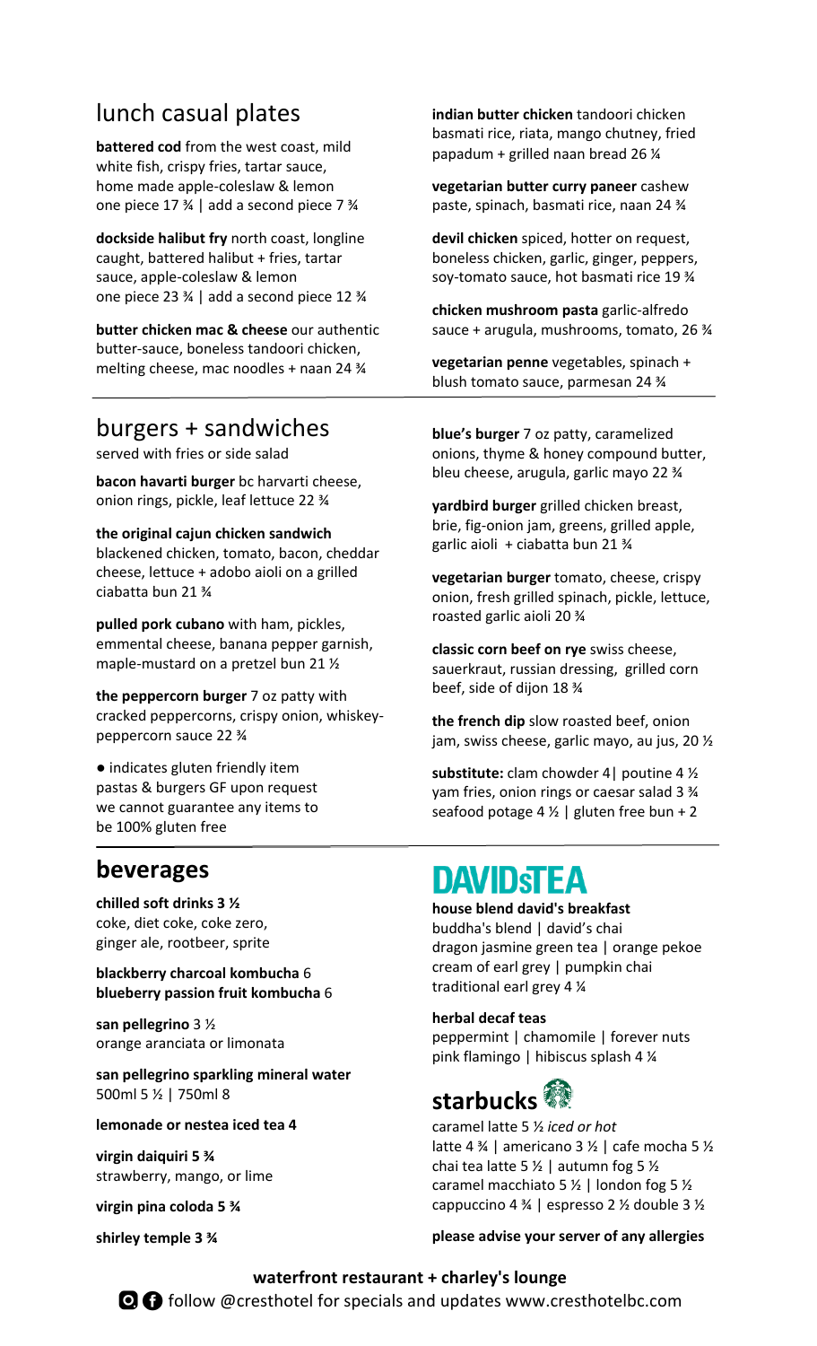## lunch casual plates

**battered cod** from the west coast, mild white fish, crispy fries, tartar sauce, home made apple-coleslaw & lemon one piece 17 ¾ | add a second piece 7 ¾

**dockside halibut fry** north coast, longline caught, battered halibut + fries, tartar sauce, apple-coleslaw & lemon one piece 23 ¾ | add a second piece 12 ¾

**butter chicken mac & cheese** our authentic butter-sauce, boneless tandoori chicken, melting cheese, mac noodles + naan 24 ¾

**indian butter chicken** tandoori chicken basmati rice, riata, mango chutney, fried papadum + grilled naan bread 26 ¼

**vegetarian butter curry paneer** cashew paste, spinach, basmati rice, naan 24 ¾

**devil chicken** spiced, hotter on request, boneless chicken, garlic, ginger, peppers, soy-tomato sauce, hot basmati rice 19 ¾

**chicken mushroom pasta** garlic-alfredo sauce + arugula, mushrooms, tomato, 26 ¾

**vegetarian penne** vegetables, spinach + blush tomato sauce, parmesan 24 ¾

## burgers + sandwiches

served with fries or side salad

**bacon havarti burger** bc harvarti cheese, onion rings, pickle, leaf lettuce 22 ¾

**the original cajun chicken sandwich** blackened chicken, tomato, bacon, cheddar cheese, lettuce + adobo aioli on a grilled ciabatta bun 21 ¾

**pulled pork cubano** with ham, pickles, emmental cheese, banana pepper garnish, maple-mustard on a pretzel bun 21 ½

**the peppercorn burger** 7 oz patty with cracked peppercorns, crispy onion, whiskey-peppercorn sauce 22 ¾

● indicates gluten friendly item
pastas & burgers GF upon request
we cannot guarantee any items to be 100% gluten free

**blue's burger** 7 oz patty, caramelized onions, thyme & honey compound butter, bleu cheese, arugula, garlic mayo 22 ¾

**yardbird burger** grilled chicken breast, brie, fig-onion jam, greens, grilled apple, garlic aioli + ciabatta bun 21 ¾

**vegetarian burger** tomato, cheese, crispy onion, fresh grilled spinach, pickle, lettuce, roasted garlic aioli 20 ¾

**classic corn beef on rye** swiss cheese, sauerkraut, russian dressing, grilled corn beef, side of dijon 18 ¾

**the french dip** slow roasted beef, onion jam, swiss cheese, garlic mayo, au jus, 20 ½

**substitute:** clam chowder 4| poutine 4 ½ yam fries, onion rings or caesar salad 3 ¾ seafood potage 4 ½ | gluten free bun + 2

## beverages

**chilled soft drinks 3 ½**
coke, diet coke, coke zero, ginger ale, rootbeer, sprite

**blackberry charcoal kombucha** 6
**blueberry passion fruit kombucha** 6

**san pellegrino** 3 ½
orange aranciata or limonata

**san pellegrino sparkling mineral water**
500ml 5 ½ | 750ml 8

**lemonade or nestea iced tea 4**

**virgin daiquiri 5 ¾**
strawberry, mango, or lime

**virgin pina coloda 5 ¾**

**shirley temple 3 ¾**

## DAVIDsTEA

**house blend david's breakfast**
buddha's blend | david's chai
dragon jasmine green tea | orange pekoe
cream of earl grey | pumpkin chai
traditional earl grey 4 ¼

**herbal decaf teas**
peppermint | chamomile | forever nuts
pink flamingo | hibiscus splash 4 ¼

## starbucks

caramel latte 5 ½ *iced or hot*
latte 4 ¾ | americano 3 ½ | cafe mocha 5 ½
chai tea latte 5 ½ | autumn fog 5 ½
caramel macchiato 5 ½ | london fog 5 ½
cappuccino 4 ¾ | espresso 2 ½ double 3 ½

**please advise your server of any allergies**

**waterfront restaurant + charley's lounge**

follow @cresthotel for specials and updates www.cresthotelbc.com